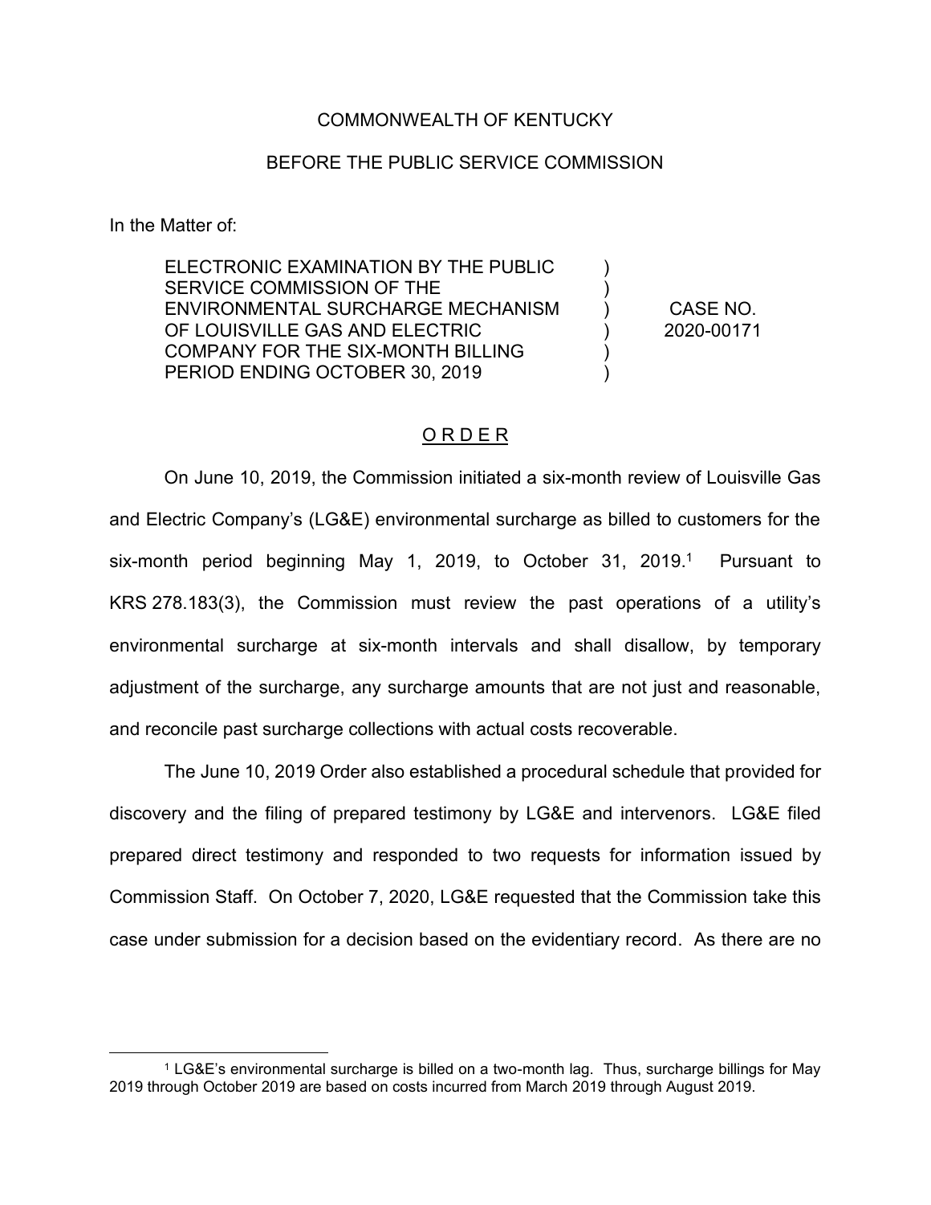COMMONWEALTH OF KENTUCKY

BEFORE THE PUBLIC SERVICE COMMISSION

In the Matter of:

| | | |
|---|---|---|
| ELECTRONIC EXAMINATION BY THE PUBLIC SERVICE COMMISSION OF THE ENVIRONMENTAL SURCHARGE MECHANISM OF LOUISVILLE GAS AND ELECTRIC COMPANY FOR THE SIX-MONTH BILLING PERIOD ENDING OCTOBER 30, 2019 | ) ) ) ) ) ) | CASE NO. 2020-00171 |

## O R D E R

On June 10, 2019, the Commission initiated a six-month review of Louisville Gas and Electric Company's (LG&E) environmental surcharge as billed to customers for the six-month period beginning May 1, 2019, to October 31, 2019.[1] Pursuant to KRS 278.183(3), the Commission must review the past operations of a utility's environmental surcharge at six-month intervals and shall disallow, by temporary adjustment of the surcharge, any surcharge amounts that are not just and reasonable, and reconcile past surcharge collections with actual costs recoverable.

The June 10, 2019 Order also established a procedural schedule that provided for discovery and the filing of prepared testimony by LG&E and intervenors. LG&E filed prepared direct testimony and responded to two requests for information issued by Commission Staff. On October 7, 2020, LG&E requested that the Commission take this case under submission for a decision based on the evidentiary record. As there are no

[1] LG&E's environmental surcharge is billed on a two-month lag. Thus, surcharge billings for May 2019 through October 2019 are based on costs incurred from March 2019 through August 2019.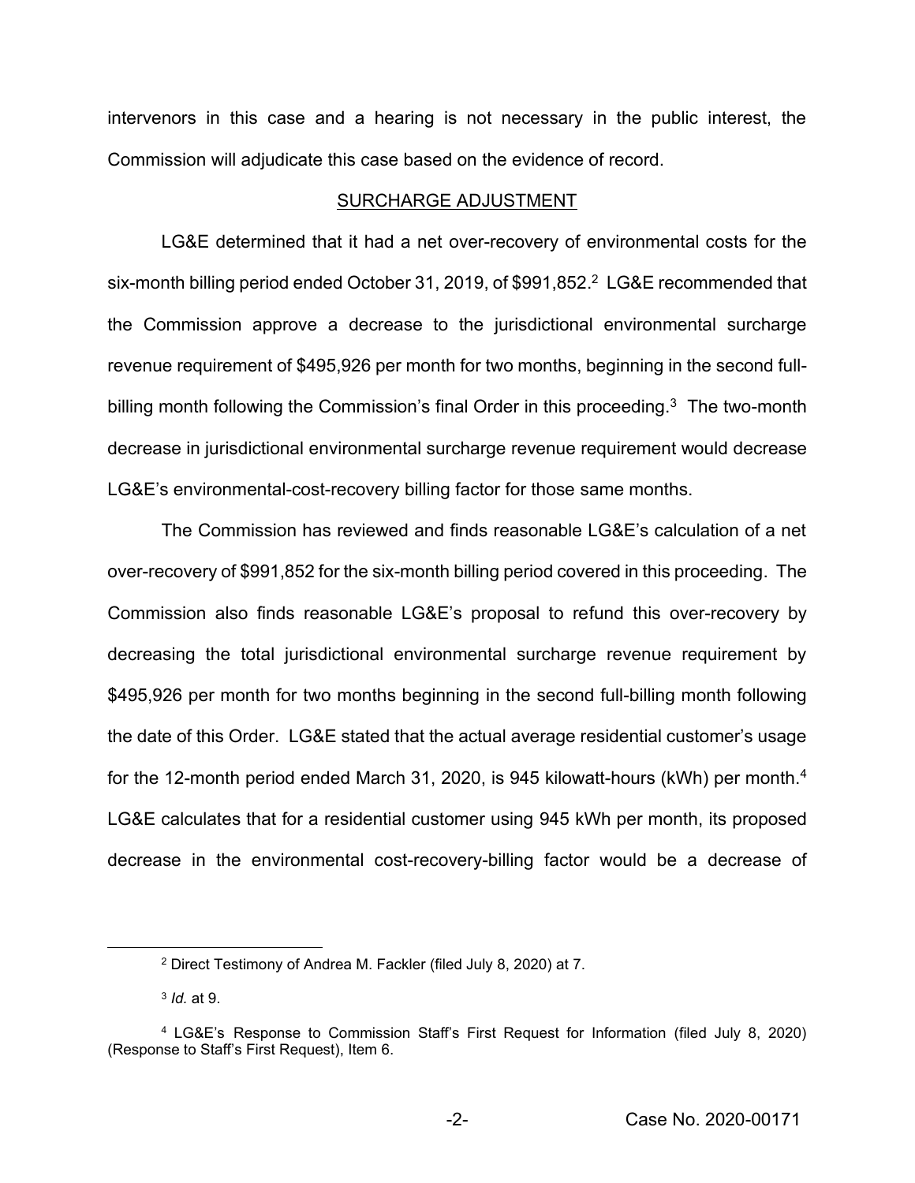intervenors in this case and a hearing is not necessary in the public interest, the Commission will adjudicate this case based on the evidence of record.

## SURCHARGE ADJUSTMENT

LG&E determined that it had a net over-recovery of environmental costs for the six-month billing period ended October 31, 2019, of $991,852.[2] LG&E recommended that the Commission approve a decrease to the jurisdictional environmental surcharge revenue requirement of $495,926 per month for two months, beginning in the second full-billing month following the Commission's final Order in this proceeding.[3] The two-month decrease in jurisdictional environmental surcharge revenue requirement would decrease LG&E's environmental-cost-recovery billing factor for those same months.

The Commission has reviewed and finds reasonable LG&E's calculation of a net over-recovery of $991,852 for the six-month billing period covered in this proceeding. The Commission also finds reasonable LG&E's proposal to refund this over-recovery by decreasing the total jurisdictional environmental surcharge revenue requirement by $495,926 per month for two months beginning in the second full-billing month following the date of this Order. LG&E stated that the actual average residential customer's usage for the 12-month period ended March 31, 2020, is 945 kilowatt-hours (kWh) per month.[4] LG&E calculates that for a residential customer using 945 kWh per month, its proposed decrease in the environmental cost-recovery-billing factor would be a decrease of

---

[2] Direct Testimony of Andrea M. Fackler (filed July 8, 2020) at 7.

[3] *Id.* at 9.

[4] LG&E's Response to Commission Staff's First Request for Information (filed July 8, 2020) (Response to Staff's First Request), Item 6.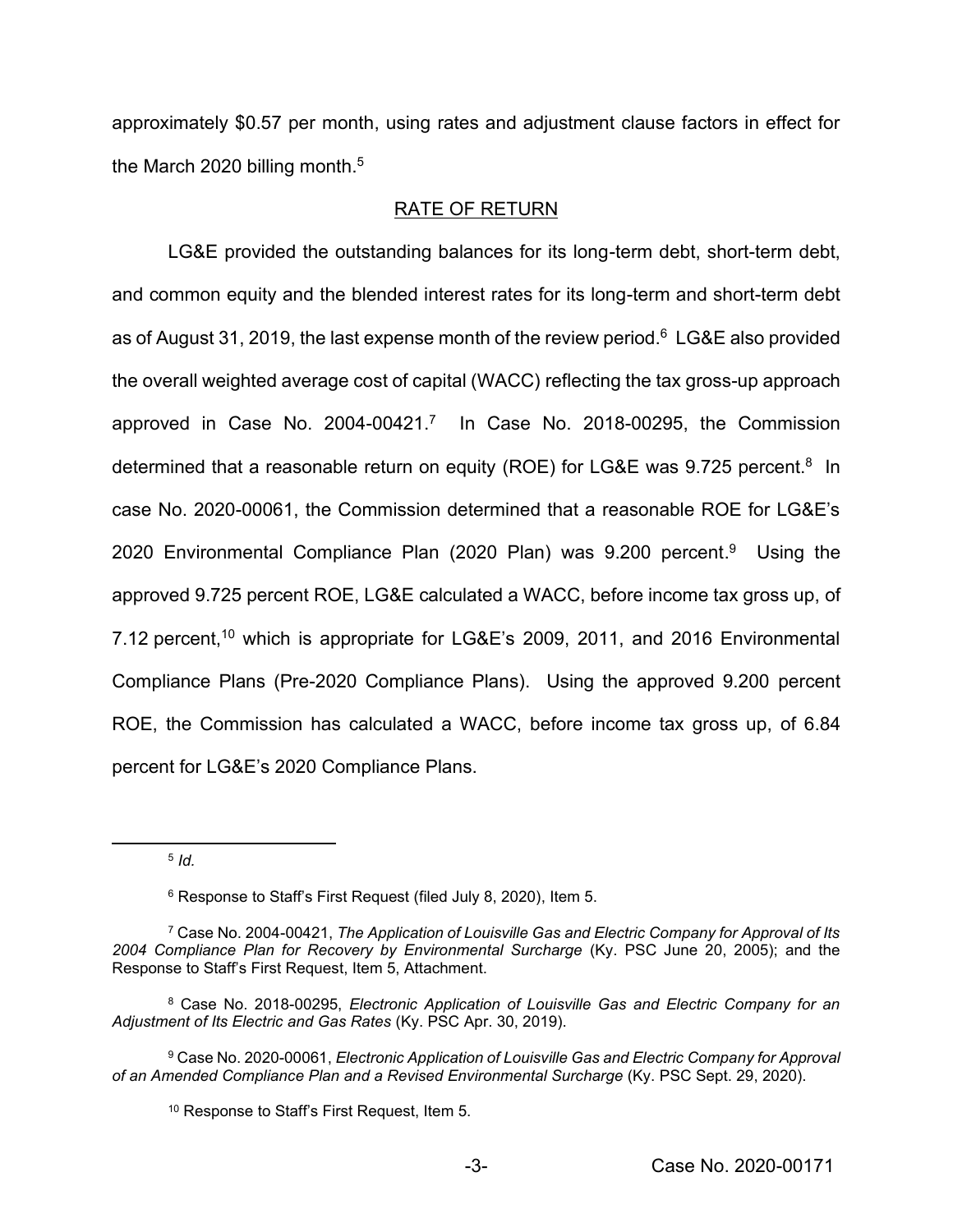approximately $0.57 per month, using rates and adjustment clause factors in effect for the March 2020 billing month.[5]

## RATE OF RETURN

LG&E provided the outstanding balances for its long-term debt, short-term debt, and common equity and the blended interest rates for its long-term and short-term debt as of August 31, 2019, the last expense month of the review period.[6] LG&E also provided the overall weighted average cost of capital (WACC) reflecting the tax gross-up approach approved in Case No. 2004-00421.[7] In Case No. 2018-00295, the Commission determined that a reasonable return on equity (ROE) for LG&E was 9.725 percent.[8] In case No. 2020-00061, the Commission determined that a reasonable ROE for LG&E's 2020 Environmental Compliance Plan (2020 Plan) was 9.200 percent.[9] Using the approved 9.725 percent ROE, LG&E calculated a WACC, before income tax gross up, of 7.12 percent,[10] which is appropriate for LG&E's 2009, 2011, and 2016 Environmental Compliance Plans (Pre-2020 Compliance Plans). Using the approved 9.200 percent ROE, the Commission has calculated a WACC, before income tax gross up, of 6.84 percent for LG&E's 2020 Compliance Plans.

---

[5] *Id.*

[6] Response to Staff's First Request (filed July 8, 2020), Item 5.

[7] Case No. 2004-00421, *The Application of Louisville Gas and Electric Company for Approval of Its 2004 Compliance Plan for Recovery by Environmental Surcharge* (Ky. PSC June 20, 2005); and the Response to Staff's First Request, Item 5, Attachment.

[8] Case No. 2018-00295, *Electronic Application of Louisville Gas and Electric Company for an Adjustment of Its Electric and Gas Rates* (Ky. PSC Apr. 30, 2019).

[9] Case No. 2020-00061, *Electronic Application of Louisville Gas and Electric Company for Approval of an Amended Compliance Plan and a Revised Environmental Surcharge* (Ky. PSC Sept. 29, 2020).

[10] Response to Staff's First Request, Item 5.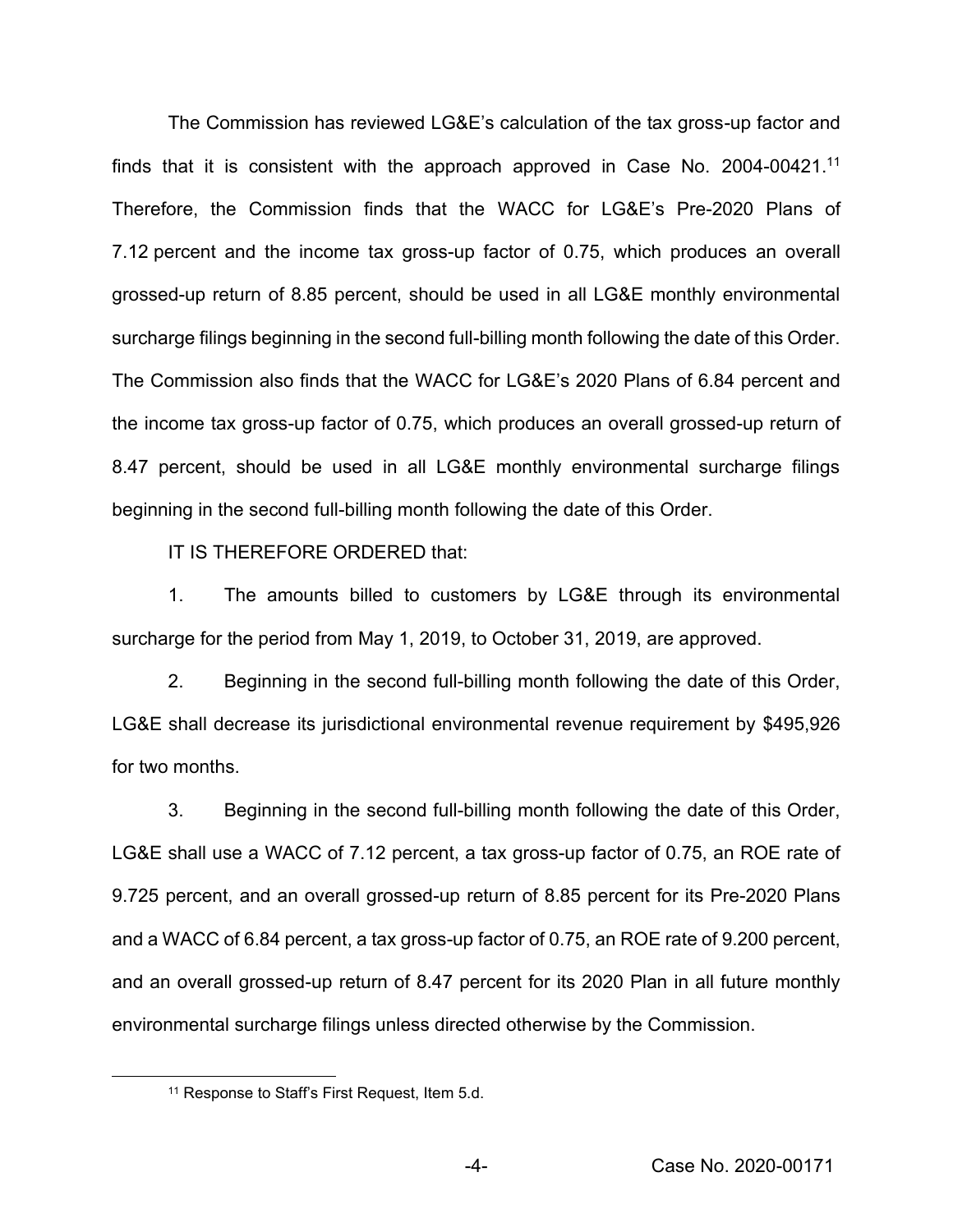The Commission has reviewed LG&E's calculation of the tax gross-up factor and finds that it is consistent with the approach approved in Case No. 2004-00421.[11] Therefore, the Commission finds that the WACC for LG&E's Pre-2020 Plans of 7.12 percent and the income tax gross-up factor of 0.75, which produces an overall grossed-up return of 8.85 percent, should be used in all LG&E monthly environmental surcharge filings beginning in the second full-billing month following the date of this Order. The Commission also finds that the WACC for LG&E's 2020 Plans of 6.84 percent and the income tax gross-up factor of 0.75, which produces an overall grossed-up return of 8.47 percent, should be used in all LG&E monthly environmental surcharge filings beginning in the second full-billing month following the date of this Order.

IT IS THEREFORE ORDERED that:

1. The amounts billed to customers by LG&E through its environmental surcharge for the period from May 1, 2019, to October 31, 2019, are approved.

2. Beginning in the second full-billing month following the date of this Order, LG&E shall decrease its jurisdictional environmental revenue requirement by $495,926 for two months.

3. Beginning in the second full-billing month following the date of this Order, LG&E shall use a WACC of 7.12 percent, a tax gross-up factor of 0.75, an ROE rate of 9.725 percent, and an overall grossed-up return of 8.85 percent for its Pre-2020 Plans and a WACC of 6.84 percent, a tax gross-up factor of 0.75, an ROE rate of 9.200 percent, and an overall grossed-up return of 8.47 percent for its 2020 Plan in all future monthly environmental surcharge filings unless directed otherwise by the Commission.

[11] Response to Staff's First Request, Item 5.d.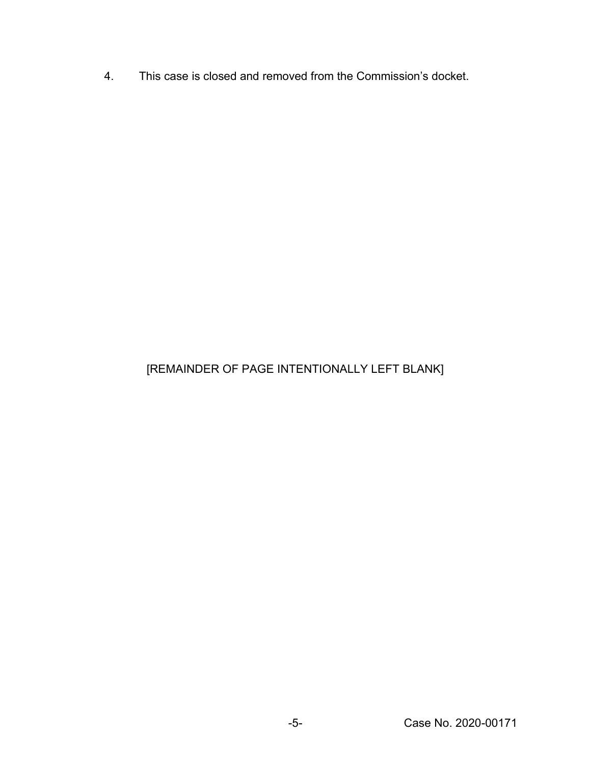4. This case is closed and removed from the Commission's docket.

[REMAINDER OF PAGE INTENTIONALLY LEFT BLANK]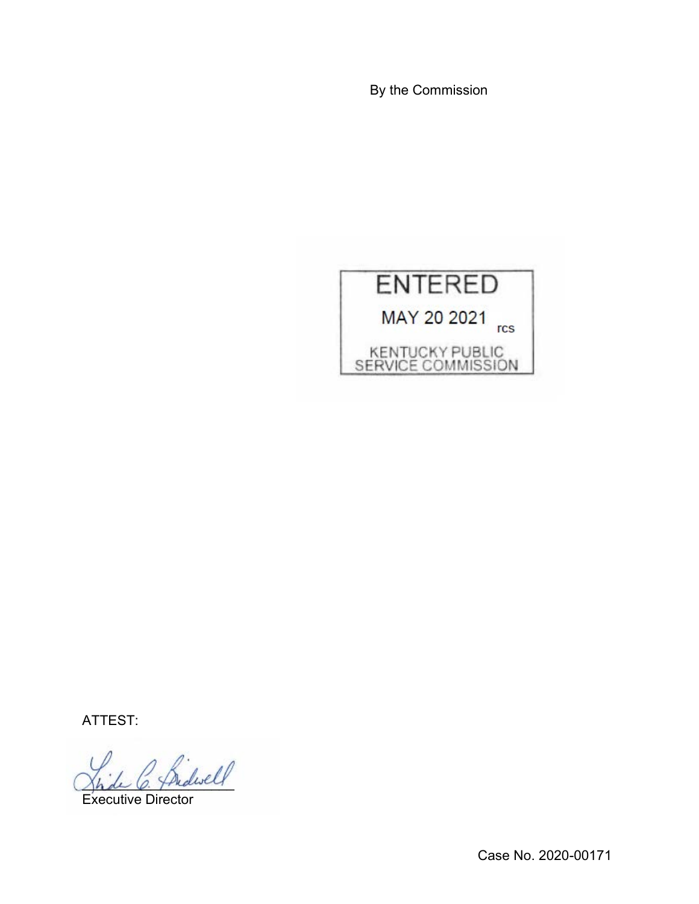By the Commission

ENTERED

MAY 20 2021 rcs

KENTUCKY PUBLIC SERVICE COMMISSION

ATTEST:

Executive Director

Case No. 2020-00171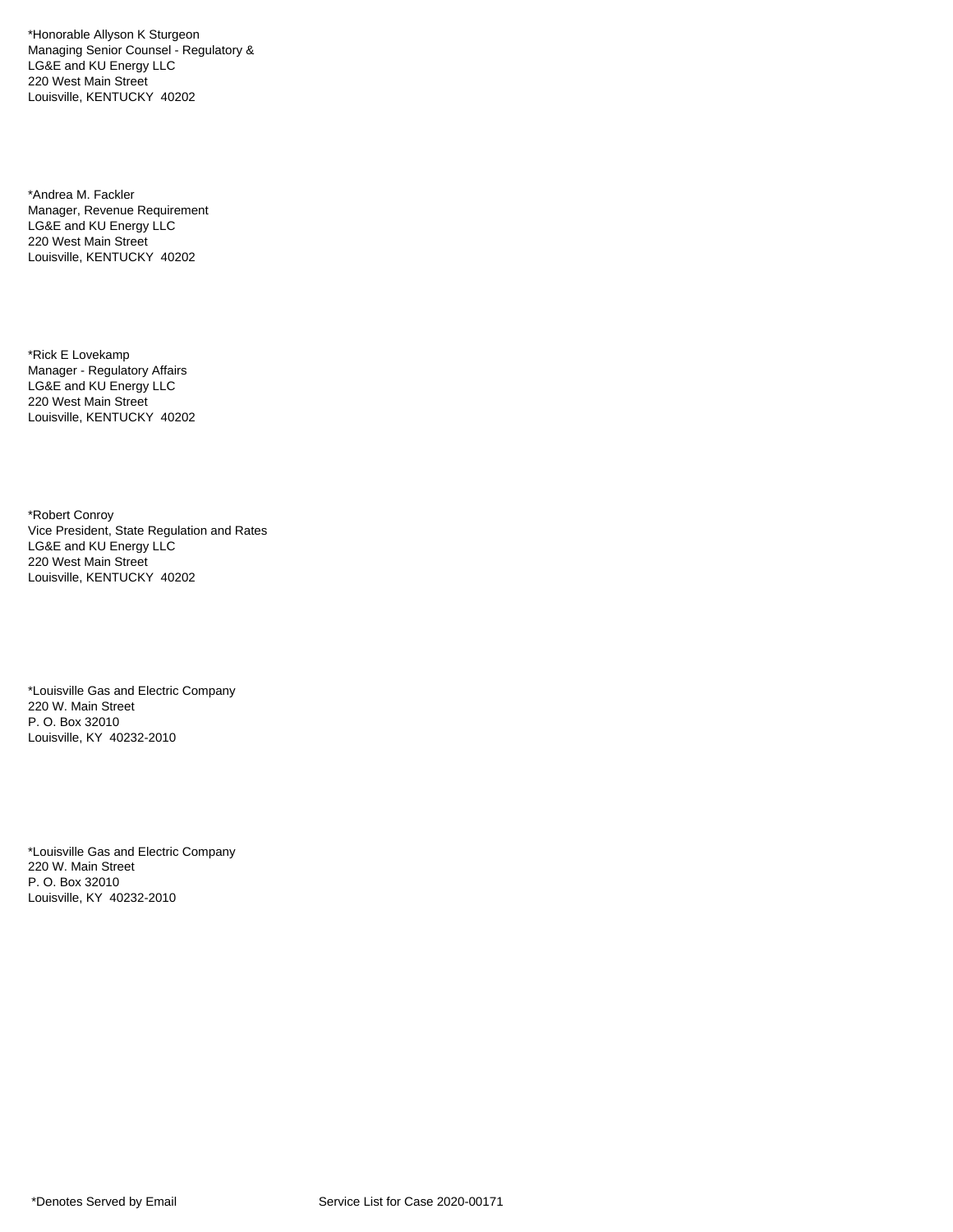*Honorable Allyson K Sturgeon
Managing Senior Counsel - Regulatory &
LG&E and KU Energy LLC
220 West Main Street
Louisville, KENTUCKY  40202

*Andrea M. Fackler
Manager, Revenue Requirement
LG&E and KU Energy LLC
220 West Main Street
Louisville, KENTUCKY  40202

*Rick E Lovekamp
Manager - Regulatory Affairs
LG&E and KU Energy LLC
220 West Main Street
Louisville, KENTUCKY  40202

*Robert Conroy
Vice President, State Regulation and Rates
LG&E and KU Energy LLC
220 West Main Street
Louisville, KENTUCKY  40202

*Louisville Gas and Electric Company
220 W. Main Street
P. O. Box 32010
Louisville, KY  40232-2010

*Louisville Gas and Electric Company
220 W. Main Street
P. O. Box 32010
Louisville, KY  40232-2010

*Denotes Served by Email

Service List for Case 2020-00171